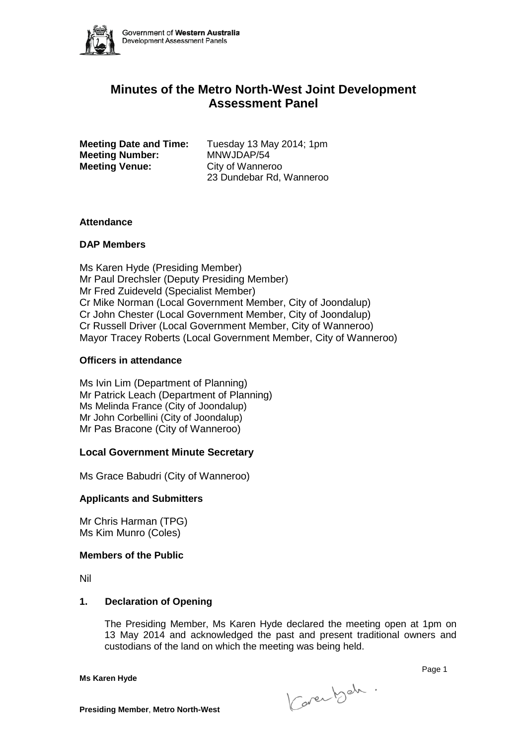# Minutes of the Metro North-West Joint Development Assessment Panel

**Meeting Date and Time:** Tuesday 13 May 2014; 1pm
**Meeting Number:** MNWJDAP/54
**Meeting Venue:** City of Wanneroo
23 Dundebar Rd, Wanneroo

### Attendance

### DAP Members

Ms Karen Hyde (Presiding Member)
Mr Paul Drechsler (Deputy Presiding Member)
Mr Fred Zuideveld (Specialist Member)
Cr Mike Norman (Local Government Member, City of Joondalup)
Cr John Chester (Local Government Member, City of Joondalup)
Cr Russell Driver (Local Government Member, City of Wanneroo)
Mayor Tracey Roberts (Local Government Member, City of Wanneroo)

### Officers in attendance

Ms Ivin Lim (Department of Planning)
Mr Patrick Leach (Department of Planning)
Ms Melinda France (City of Joondalup)
Mr John Corbellini (City of Joondalup)
Mr Pas Bracone (City of Wanneroo)

### Local Government Minute Secretary

Ms Grace Babudri (City of Wanneroo)

### Applicants and Submitters

Mr Chris Harman (TPG)
Ms Kim Munro (Coles)

### Members of the Public

Nil

### 1. Declaration of Opening

The Presiding Member, Ms Karen Hyde declared the meeting open at 1pm on 13 May 2014 and acknowledged the past and present traditional owners and custodians of the land on which the meeting was being held.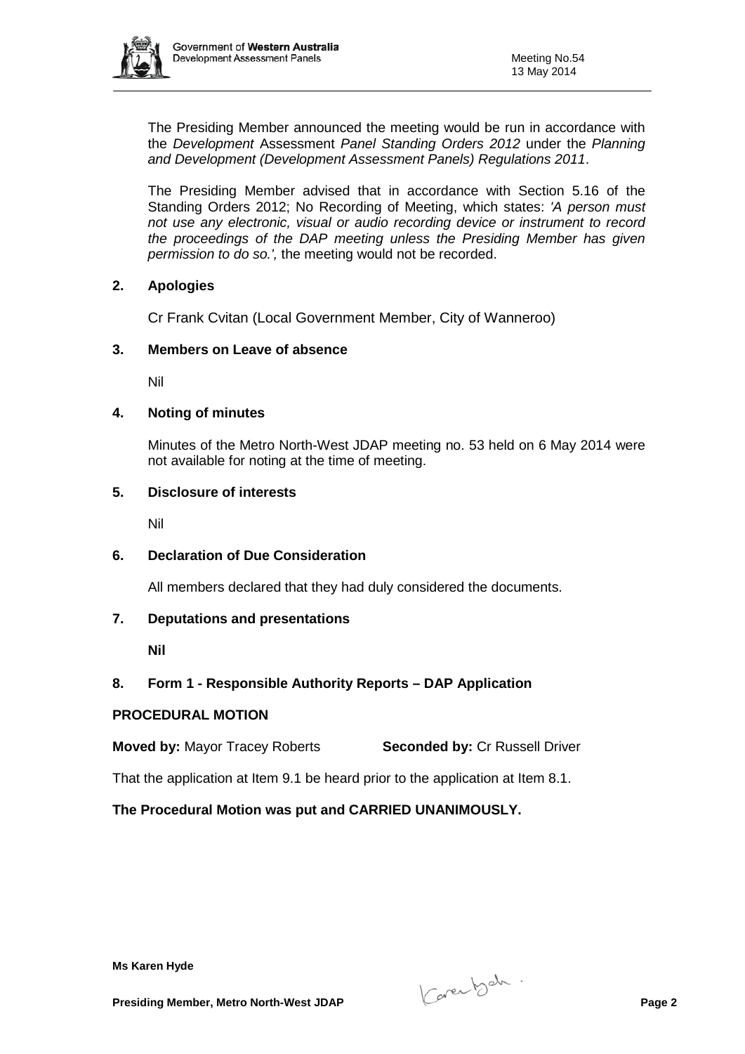The Presiding Member announced the meeting would be run in accordance with the *Development* Assessment *Panel Standing Orders 2012* under the *Planning and Development (Development Assessment Panels) Regulations 2011*.

The Presiding Member advised that in accordance with Section 5.16 of the Standing Orders 2012; No Recording of Meeting, which states: *'A person must not use any electronic, visual or audio recording device or instrument to record the proceedings of the DAP meeting unless the Presiding Member has given permission to do so.',* the meeting would not be recorded.

## 2. Apologies

Cr Frank Cvitan (Local Government Member, City of Wanneroo)

## 3. Members on Leave of absence

Nil

## 4. Noting of minutes

Minutes of the Metro North-West JDAP meeting no. 53 held on 6 May 2014 were not available for noting at the time of meeting.

## 5. Disclosure of interests

Nil

## 6. Declaration of Due Consideration

All members declared that they had duly considered the documents.

## 7. Deputations and presentations

**Nil**

## 8. Form 1 - Responsible Authority Reports – DAP Application

**PROCEDURAL MOTION**

**Moved by:** Mayor Tracey Roberts **Seconded by:** Cr Russell Driver

That the application at Item 9.1 be heard prior to the application at Item 8.1.

**The Procedural Motion was put and CARRIED UNANIMOUSLY.**

**Ms Karen Hyde**

**Presiding Member, Metro North-West JDAP**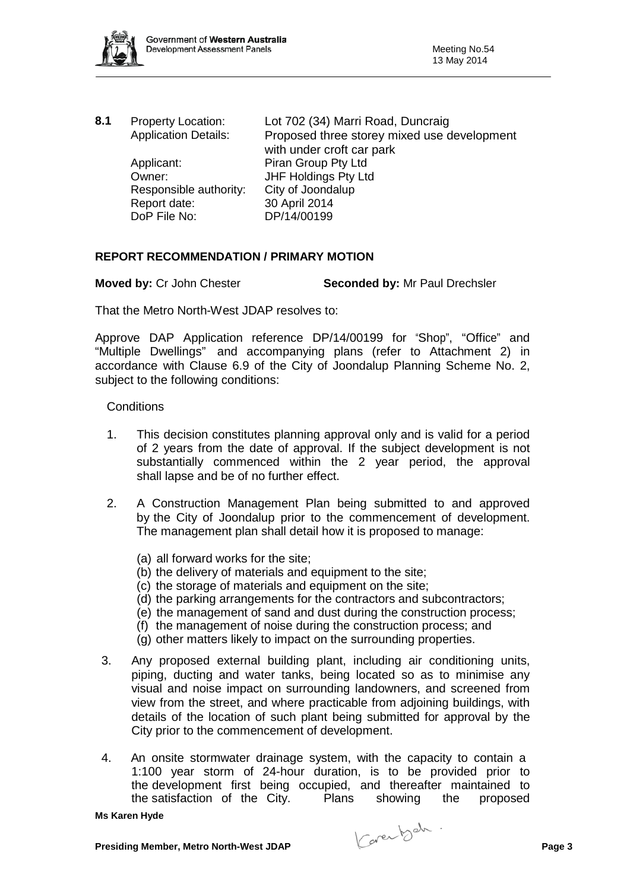**8.1** Property Location: Lot 702 (34) Marri Road, Duncraig
Application Details: Proposed three storey mixed use development with under croft car park
Applicant: Piran Group Pty Ltd
Owner: JHF Holdings Pty Ltd
Responsible authority: City of Joondalup
Report date: 30 April 2014
DoP File No: DP/14/00199

**REPORT RECOMMENDATION / PRIMARY MOTION**

**Moved by:** Cr John Chester **Seconded by:** Mr Paul Drechsler

That the Metro North-West JDAP resolves to:

Approve DAP Application reference DP/14/00199 for "Shop", "Office" and "Multiple Dwellings" and accompanying plans (refer to Attachment 2) in accordance with Clause 6.9 of the City of Joondalup Planning Scheme No. 2, subject to the following conditions:

Conditions

1. This decision constitutes planning approval only and is valid for a period of 2 years from the date of approval. If the subject development is not substantially commenced within the 2 year period, the approval shall lapse and be of no further effect.

2. A Construction Management Plan being submitted to and approved by the City of Joondalup prior to the commencement of development. The management plan shall detail how it is proposed to manage:

   (a) all forward works for the site;
   (b) the delivery of materials and equipment to the site;
   (c) the storage of materials and equipment on the site;
   (d) the parking arrangements for the contractors and subcontractors;
   (e) the management of sand and dust during the construction process;
   (f) the management of noise during the construction process; and
   (g) other matters likely to impact on the surrounding properties.

3. Any proposed external building plant, including air conditioning units, piping, ducting and water tanks, being located so as to minimise any visual and noise impact on surrounding landowners, and screened from view from the street, and where practicable from adjoining buildings, with details of the location of such plant being submitted for approval by the City prior to the commencement of development.

4. An onsite stormwater drainage system, with the capacity to contain a 1:100 year storm of 24-hour duration, is to be provided prior to the development first being occupied, and thereafter maintained to the satisfaction of the City. Plans showing the proposed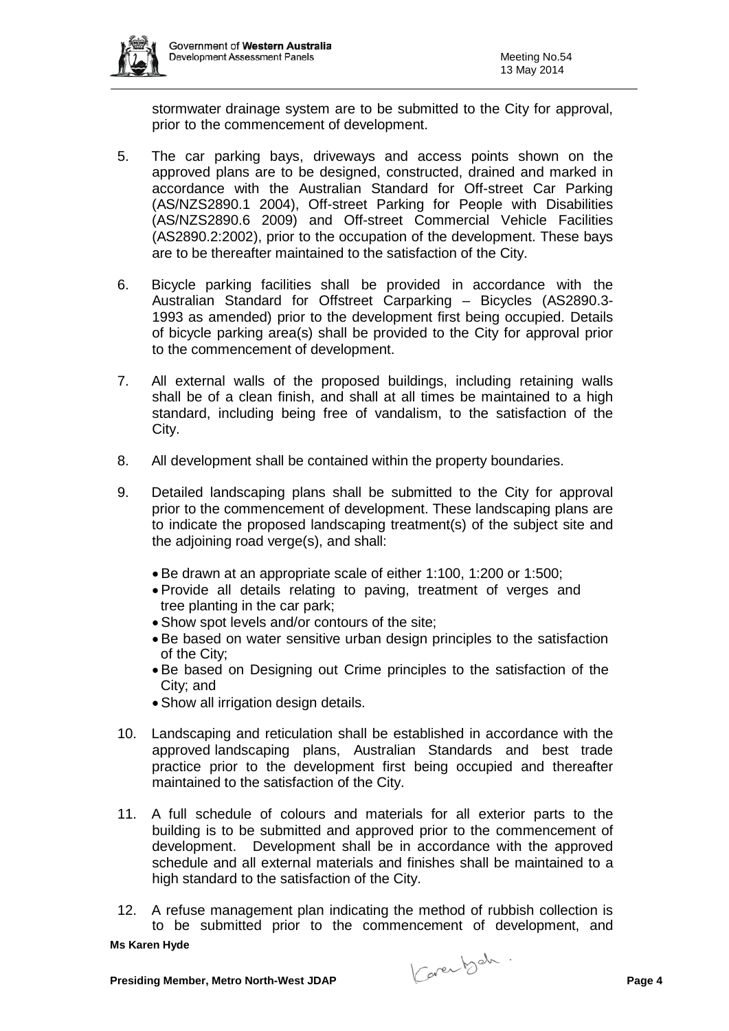stormwater drainage system are to be submitted to the City for approval, prior to the commencement of development.

5. The car parking bays, driveways and access points shown on the approved plans are to be designed, constructed, drained and marked in accordance with the Australian Standard for Off-street Car Parking (AS/NZS2890.1 2004), Off-street Parking for People with Disabilities (AS/NZS2890.6 2009) and Off-street Commercial Vehicle Facilities (AS2890.2:2002), prior to the occupation of the development. These bays are to be thereafter maintained to the satisfaction of the City.

6. Bicycle parking facilities shall be provided in accordance with the Australian Standard for Offstreet Carparking – Bicycles (AS2890.3-1993 as amended) prior to the development first being occupied. Details of bicycle parking area(s) shall be provided to the City for approval prior to the commencement of development.

7. All external walls of the proposed buildings, including retaining walls shall be of a clean finish, and shall at all times be maintained to a high standard, including being free of vandalism, to the satisfaction of the City.

8. All development shall be contained within the property boundaries.

9. Detailed landscaping plans shall be submitted to the City for approval prior to the commencement of development. These landscaping plans are to indicate the proposed landscaping treatment(s) of the subject site and the adjoining road verge(s), and shall:

   - Be drawn at an appropriate scale of either 1:100, 1:200 or 1:500;
   - Provide all details relating to paving, treatment of verges and tree planting in the car park;
   - Show spot levels and/or contours of the site;
   - Be based on water sensitive urban design principles to the satisfaction of the City;
   - Be based on Designing out Crime principles to the satisfaction of the City; and
   - Show all irrigation design details.

10. Landscaping and reticulation shall be established in accordance with the approved landscaping plans, Australian Standards and best trade practice prior to the development first being occupied and thereafter maintained to the satisfaction of the City.

11. A full schedule of colours and materials for all exterior parts to the building is to be submitted and approved prior to the commencement of development. Development shall be in accordance with the approved schedule and all external materials and finishes shall be maintained to a high standard to the satisfaction of the City.

12. A refuse management plan indicating the method of rubbish collection is to be submitted prior to the commencement of development, and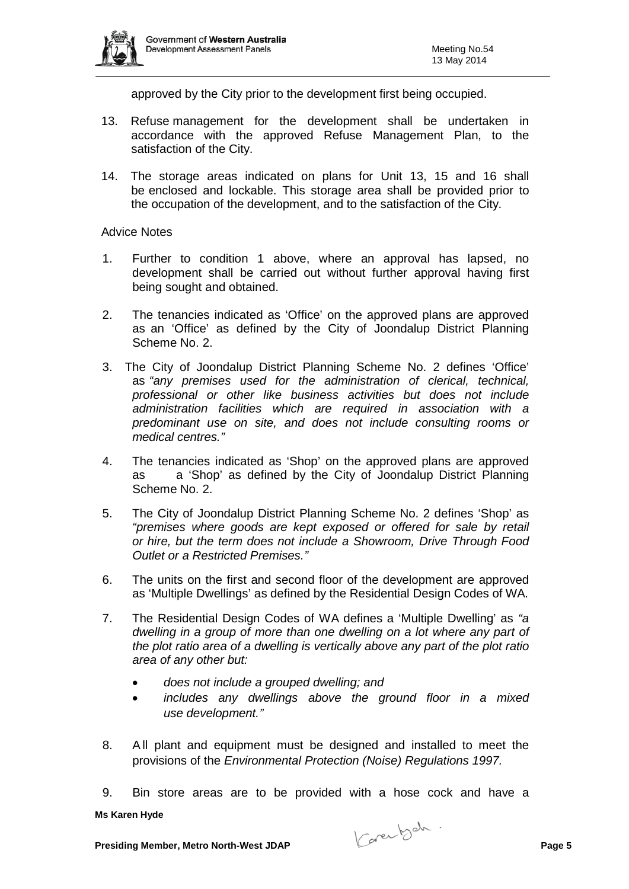approved by the City prior to the development first being occupied.

13. Refuse management for the development shall be undertaken in accordance with the approved Refuse Management Plan, to the satisfaction of the City.

14. The storage areas indicated on plans for Unit 13, 15 and 16 shall be enclosed and lockable. This storage area shall be provided prior to the occupation of the development, and to the satisfaction of the City.

Advice Notes

1. Further to condition 1 above, where an approval has lapsed, no development shall be carried out without further approval having first being sought and obtained.

2. The tenancies indicated as 'Office' on the approved plans are approved as an 'Office' as defined by the City of Joondalup District Planning Scheme No. 2.

3. The City of Joondalup District Planning Scheme No. 2 defines 'Office' as *"any premises used for the administration of clerical, technical, professional or other like business activities but does not include administration facilities which are required in association with a predominant use on site, and does not include consulting rooms or medical centres."*

4. The tenancies indicated as 'Shop' on the approved plans are approved as a 'Shop' as defined by the City of Joondalup District Planning Scheme No. 2.

5. The City of Joondalup District Planning Scheme No. 2 defines 'Shop' as *"premises where goods are kept exposed or offered for sale by retail or hire, but the term does not include a Showroom, Drive Through Food Outlet or a Restricted Premises."*

6. The units on the first and second floor of the development are approved as 'Multiple Dwellings' as defined by the Residential Design Codes of WA.

7. The Residential Design Codes of WA defines a 'Multiple Dwelling' as *"a dwelling in a group of more than one dwelling on a lot where any part of the plot ratio area of a dwelling is vertically above any part of the plot ratio area of any other but:*
   - *does not include a grouped dwelling; and*
   - *includes any dwellings above the ground floor in a mixed use development."*

8. All plant and equipment must be designed and installed to meet the provisions of the *Environmental Protection (Noise) Regulations 1997.*

9. Bin store areas are to be provided with a hose cock and have a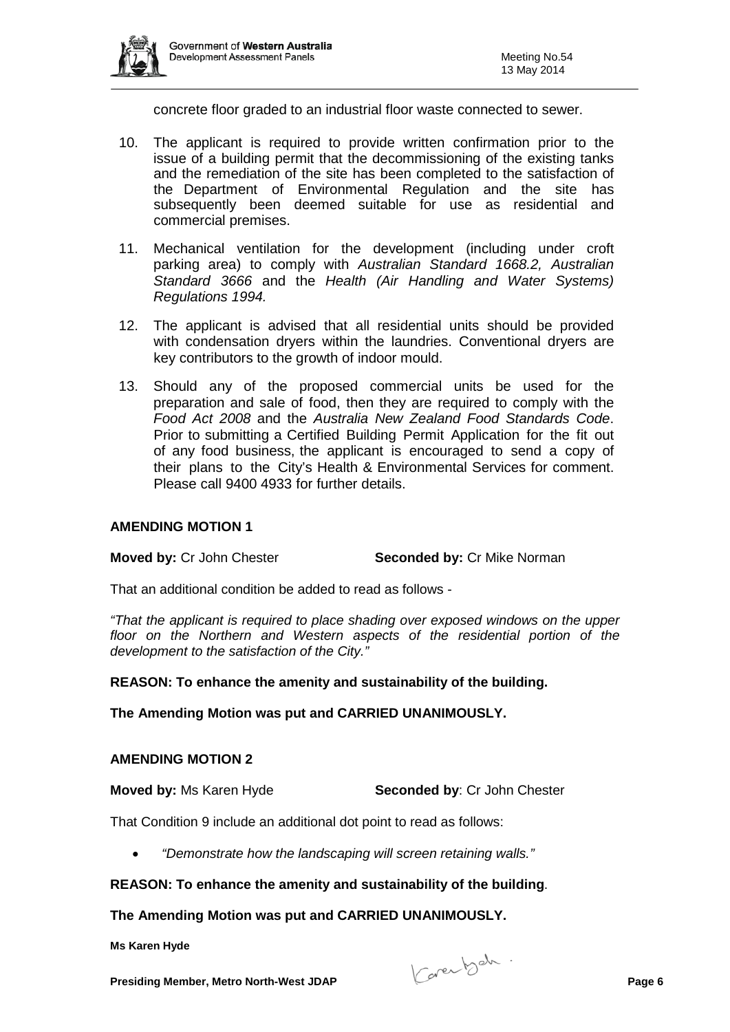concrete floor graded to an industrial floor waste connected to sewer.

10. The applicant is required to provide written confirmation prior to the issue of a building permit that the decommissioning of the existing tanks and the remediation of the site has been completed to the satisfaction of the Department of Environmental Regulation and the site has subsequently been deemed suitable for use as residential and commercial premises.

11. Mechanical ventilation for the development (including under croft parking area) to comply with *Australian Standard 1668.2, Australian Standard 3666* and the *Health (Air Handling and Water Systems) Regulations 1994.*

12. The applicant is advised that all residential units should be provided with condensation dryers within the laundries. Conventional dryers are key contributors to the growth of indoor mould.

13. Should any of the proposed commercial units be used for the preparation and sale of food, then they are required to comply with the *Food Act 2008* and the *Australia New Zealand Food Standards Code*. Prior to submitting a Certified Building Permit Application for the fit out of any food business, the applicant is encouraged to send a copy of their plans to the City's Health & Environmental Services for comment. Please call 9400 4933 for further details.

**AMENDING MOTION 1**

**Moved by:** Cr John Chester **Seconded by:** Cr Mike Norman

That an additional condition be added to read as follows -

*"That the applicant is required to place shading over exposed windows on the upper floor on the Northern and Western aspects of the residential portion of the development to the satisfaction of the City."*

**REASON: To enhance the amenity and sustainability of the building.**

**The Amending Motion was put and CARRIED UNANIMOUSLY.**

**AMENDING MOTION 2**

**Moved by:** Ms Karen Hyde **Seconded by**: Cr John Chester

That Condition 9 include an additional dot point to read as follows:

- *"Demonstrate how the landscaping will screen retaining walls."*

**REASON: To enhance the amenity and sustainability of the building**.

**The Amending Motion was put and CARRIED UNANIMOUSLY.**

**Ms Karen Hyde**

**Presiding Member, Metro North-West JDAP**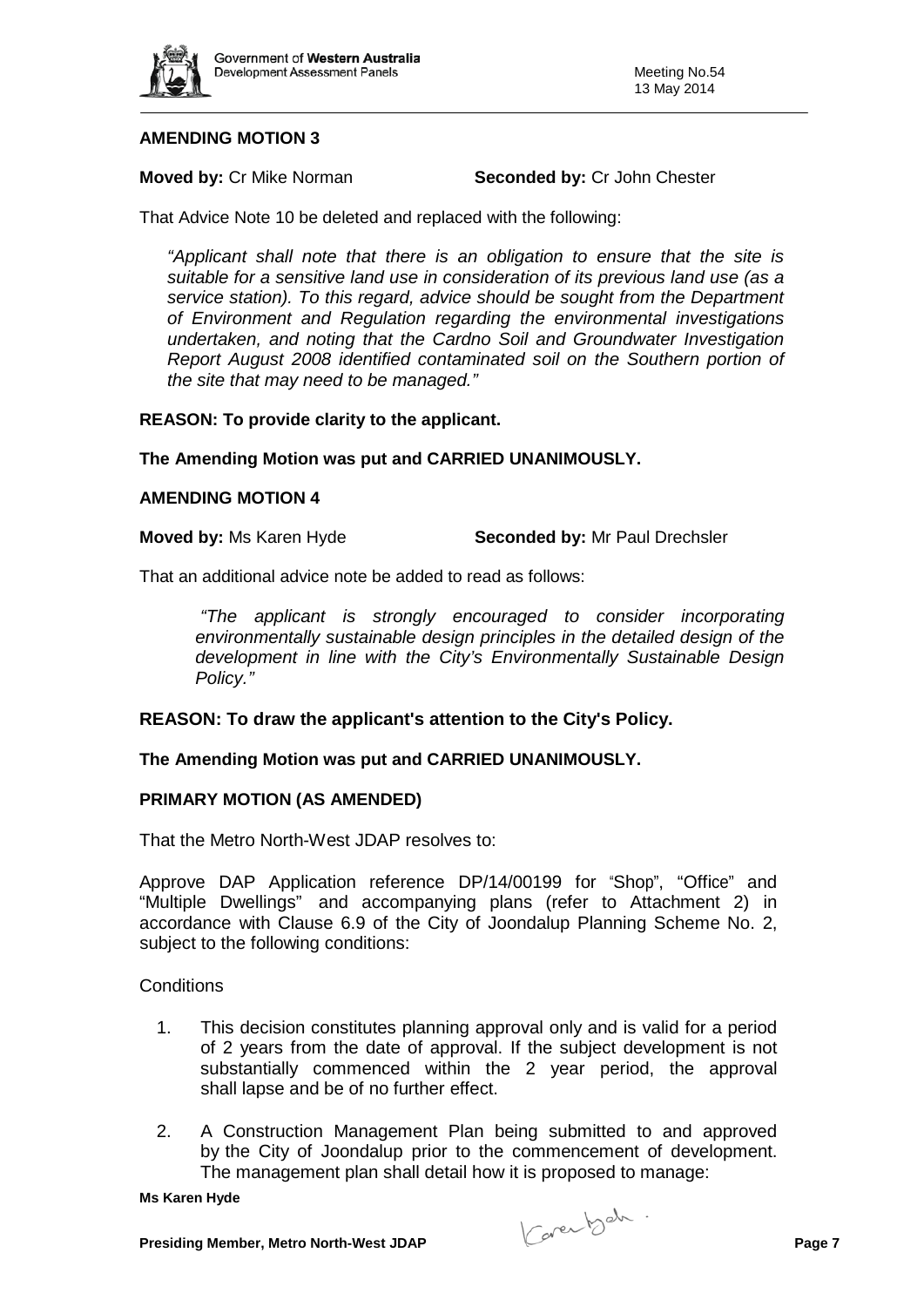**AMENDING MOTION 3**

**Moved by:** Cr Mike Norman **Seconded by:** Cr John Chester

That Advice Note 10 be deleted and replaced with the following:

> *"Applicant shall note that there is an obligation to ensure that the site is suitable for a sensitive land use in consideration of its previous land use (as a service station). To this regard, advice should be sought from the Department of Environment and Regulation regarding the environmental investigations undertaken, and noting that the Cardno Soil and Groundwater Investigation Report August 2008 identified contaminated soil on the Southern portion of the site that may need to be managed."*

**REASON: To provide clarity to the applicant.**

**The Amending Motion was put and CARRIED UNANIMOUSLY.**

**AMENDING MOTION 4**

**Moved by:** Ms Karen Hyde **Seconded by:** Mr Paul Drechsler

That an additional advice note be added to read as follows:

> *"The applicant is strongly encouraged to consider incorporating environmentally sustainable design principles in the detailed design of the development in line with the City's Environmentally Sustainable Design Policy."*

**REASON: To draw the applicant's attention to the City's Policy.**

**The Amending Motion was put and CARRIED UNANIMOUSLY.**

**PRIMARY MOTION (AS AMENDED)**

That the Metro North-West JDAP resolves to:

Approve DAP Application reference DP/14/00199 for "Shop", "Office" and "Multiple Dwellings" and accompanying plans (refer to Attachment 2) in accordance with Clause 6.9 of the City of Joondalup Planning Scheme No. 2, subject to the following conditions:

Conditions

1. This decision constitutes planning approval only and is valid for a period of 2 years from the date of approval. If the subject development is not substantially commenced within the 2 year period, the approval shall lapse and be of no further effect.
2. A Construction Management Plan being submitted to and approved by the City of Joondalup prior to the commencement of development. The management plan shall detail how it is proposed to manage: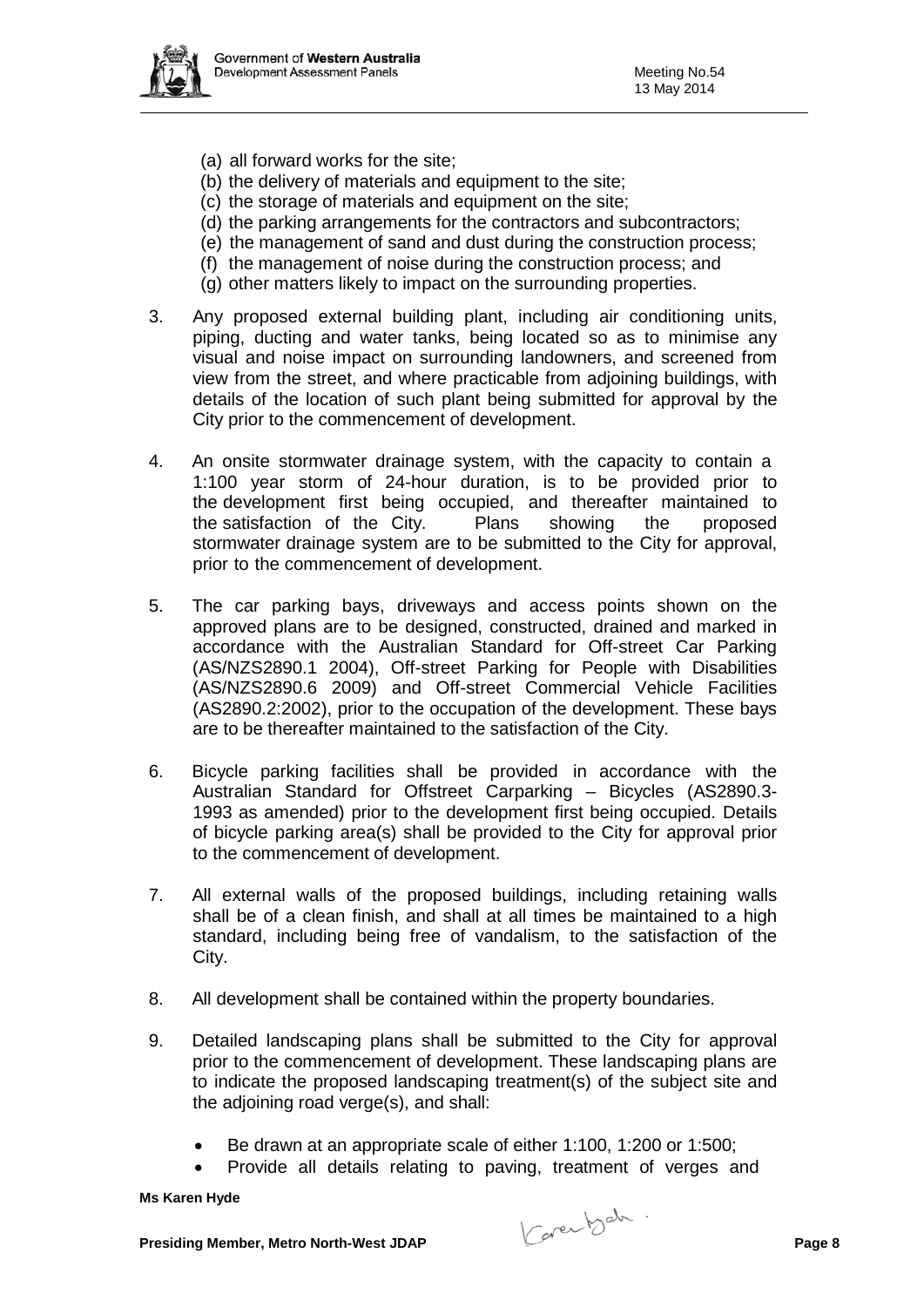(a) all forward works for the site;
(b) the delivery of materials and equipment to the site;
(c) the storage of materials and equipment on the site;
(d) the parking arrangements for the contractors and subcontractors;
(e) the management of sand and dust during the construction process;
(f) the management of noise during the construction process; and
(g) other matters likely to impact on the surrounding properties.

3. Any proposed external building plant, including air conditioning units, piping, ducting and water tanks, being located so as to minimise any visual and noise impact on surrounding landowners, and screened from view from the street, and where practicable from adjoining buildings, with details of the location of such plant being submitted for approval by the City prior to the commencement of development.

4. An onsite stormwater drainage system, with the capacity to contain a 1:100 year storm of 24-hour duration, is to be provided prior to the development first being occupied, and thereafter maintained to the satisfaction of the City. Plans showing the proposed stormwater drainage system are to be submitted to the City for approval, prior to the commencement of development.

5. The car parking bays, driveways and access points shown on the approved plans are to be designed, constructed, drained and marked in accordance with the Australian Standard for Off-street Car Parking (AS/NZS2890.1 2004), Off-street Parking for People with Disabilities (AS/NZS2890.6 2009) and Off-street Commercial Vehicle Facilities (AS2890.2:2002), prior to the occupation of the development. These bays are to be thereafter maintained to the satisfaction of the City.

6. Bicycle parking facilities shall be provided in accordance with the Australian Standard for Offstreet Carparking – Bicycles (AS2890.3-1993 as amended) prior to the development first being occupied. Details of bicycle parking area(s) shall be provided to the City for approval prior to the commencement of development.

7. All external walls of the proposed buildings, including retaining walls shall be of a clean finish, and shall at all times be maintained to a high standard, including being free of vandalism, to the satisfaction of the City.

8. All development shall be contained within the property boundaries.

9. Detailed landscaping plans shall be submitted to the City for approval prior to the commencement of development. These landscaping plans are to indicate the proposed landscaping treatment(s) of the subject site and the adjoining road verge(s), and shall:

   - Be drawn at an appropriate scale of either 1:100, 1:200 or 1:500;
   - Provide all details relating to paving, treatment of verges and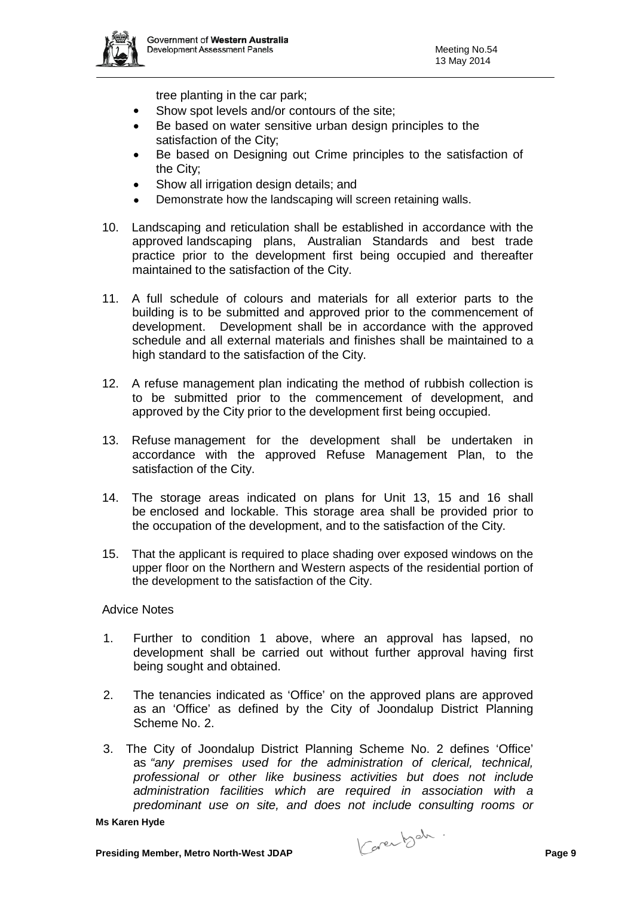tree planting in the car park;

- Show spot levels and/or contours of the site;
- Be based on water sensitive urban design principles to the satisfaction of the City;
- Be based on Designing out Crime principles to the satisfaction of the City;
- Show all irrigation design details; and
- Demonstrate how the landscaping will screen retaining walls.

10. Landscaping and reticulation shall be established in accordance with the approved landscaping plans, Australian Standards and best trade practice prior to the development first being occupied and thereafter maintained to the satisfaction of the City.

11. A full schedule of colours and materials for all exterior parts to the building is to be submitted and approved prior to the commencement of development. Development shall be in accordance with the approved schedule and all external materials and finishes shall be maintained to a high standard to the satisfaction of the City.

12. A refuse management plan indicating the method of rubbish collection is to be submitted prior to the commencement of development, and approved by the City prior to the development first being occupied.

13. Refuse management for the development shall be undertaken in accordance with the approved Refuse Management Plan, to the satisfaction of the City.

14. The storage areas indicated on plans for Unit 13, 15 and 16 shall be enclosed and lockable. This storage area shall be provided prior to the occupation of the development, and to the satisfaction of the City.

15. That the applicant is required to place shading over exposed windows on the upper floor on the Northern and Western aspects of the residential portion of the development to the satisfaction of the City.

Advice Notes

1. Further to condition 1 above, where an approval has lapsed, no development shall be carried out without further approval having first being sought and obtained.

2. The tenancies indicated as 'Office' on the approved plans are approved as an 'Office' as defined by the City of Joondalup District Planning Scheme No. 2.

3. The City of Joondalup District Planning Scheme No. 2 defines 'Office' as *"any premises used for the administration of clerical, technical, professional or other like business activities but does not include administration facilities which are required in association with a predominant use on site, and does not include consulting rooms or*

**Ms Karen Hyde**

**Presiding Member, Metro North-West JDAP**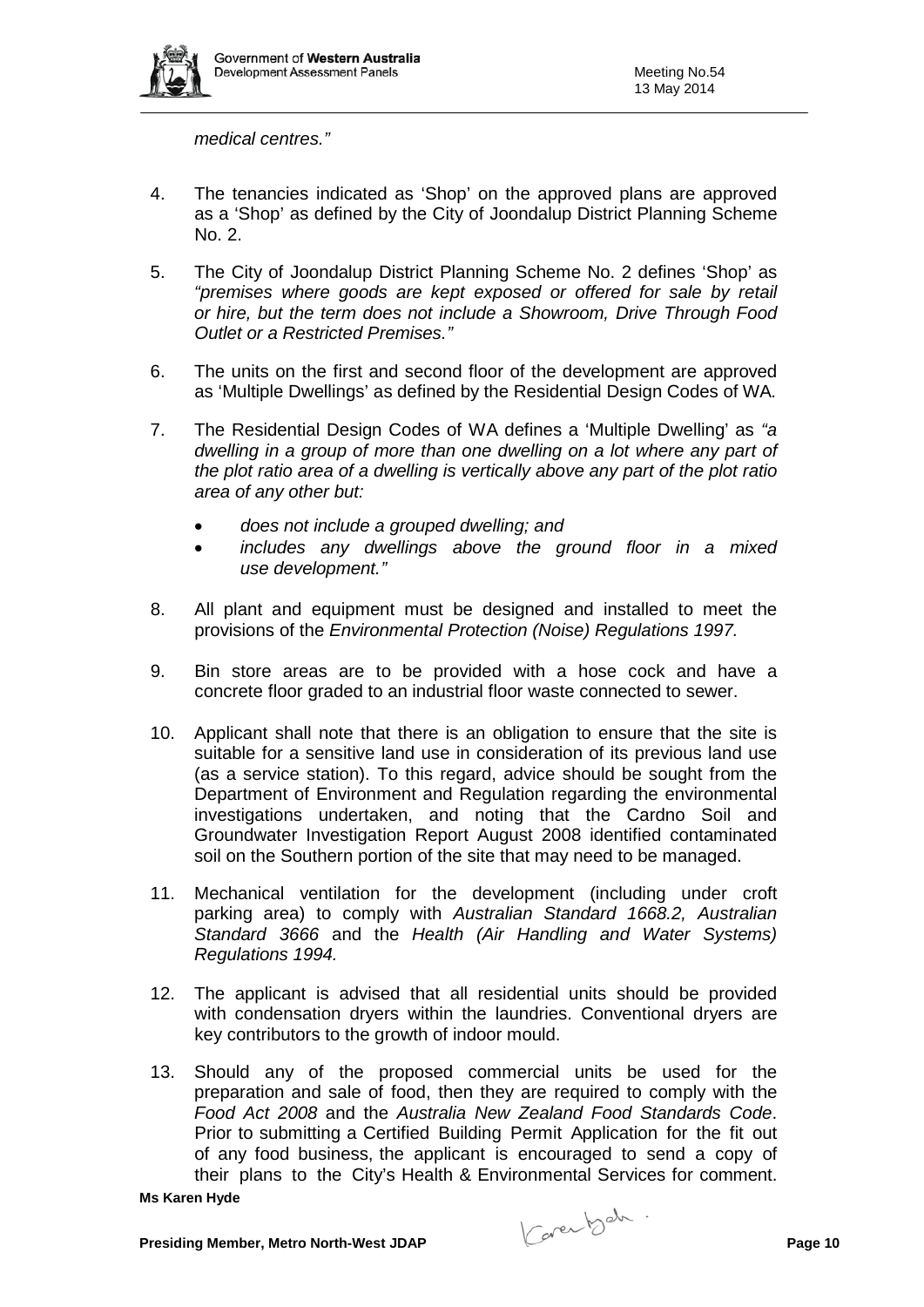*medical centres."*

4. The tenancies indicated as 'Shop' on the approved plans are approved as a 'Shop' as defined by the City of Joondalup District Planning Scheme No. 2.

5. The City of Joondalup District Planning Scheme No. 2 defines 'Shop' as *"premises where goods are kept exposed or offered for sale by retail or hire, but the term does not include a Showroom, Drive Through Food Outlet or a Restricted Premises."*

6. The units on the first and second floor of the development are approved as 'Multiple Dwellings' as defined by the Residential Design Codes of WA.

7. The Residential Design Codes of WA defines a 'Multiple Dwelling' as *"a dwelling in a group of more than one dwelling on a lot where any part of the plot ratio area of a dwelling is vertically above any part of the plot ratio area of any other but:*

   - *does not include a grouped dwelling; and*
   - *includes any dwellings above the ground floor in a mixed use development."*

8. All plant and equipment must be designed and installed to meet the provisions of the *Environmental Protection (Noise) Regulations 1997.*

9. Bin store areas are to be provided with a hose cock and have a concrete floor graded to an industrial floor waste connected to sewer.

10. Applicant shall note that there is an obligation to ensure that the site is suitable for a sensitive land use in consideration of its previous land use (as a service station). To this regard, advice should be sought from the Department of Environment and Regulation regarding the environmental investigations undertaken, and noting that the Cardno Soil and Groundwater Investigation Report August 2008 identified contaminated soil on the Southern portion of the site that may need to be managed.

11. Mechanical ventilation for the development (including under croft parking area) to comply with *Australian Standard 1668.2, Australian Standard 3666* and the *Health (Air Handling and Water Systems) Regulations 1994.*

12. The applicant is advised that all residential units should be provided with condensation dryers within the laundries. Conventional dryers are key contributors to the growth of indoor mould.

13. Should any of the proposed commercial units be used for the preparation and sale of food, then they are required to comply with the *Food Act 2008* and the *Australia New Zealand Food Standards Code*. Prior to submitting a Certified Building Permit Application for the fit out of any food business, the applicant is encouraged to send a copy of their plans to the City's Health & Environmental Services for comment.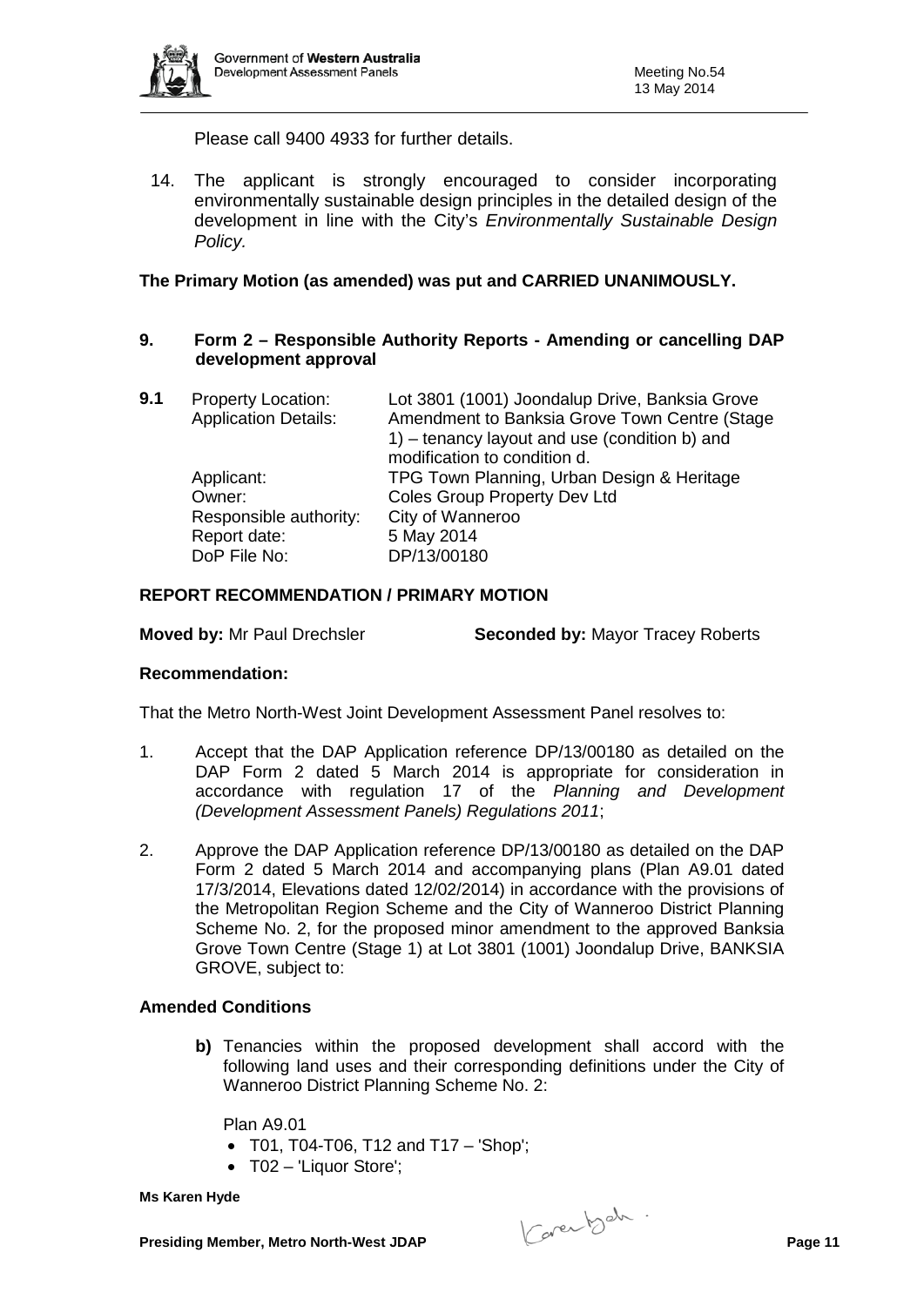Please call 9400 4933 for further details.

14. The applicant is strongly encouraged to consider incorporating environmentally sustainable design principles in the detailed design of the development in line with the City's *Environmentally Sustainable Design Policy.*

**The Primary Motion (as amended) was put and CARRIED UNANIMOUSLY.**

## 9. Form 2 – Responsible Authority Reports - Amending or cancelling DAP development approval

**9.1**

| | |
|---|---|
| Property Location: | Lot 3801 (1001) Joondalup Drive, Banksia Grove |
| Application Details: | Amendment to Banksia Grove Town Centre (Stage 1) – tenancy layout and use (condition b) and modification to condition d. |
| Applicant: | TPG Town Planning, Urban Design & Heritage |
| Owner: | Coles Group Property Dev Ltd |
| Responsible authority: | City of Wanneroo |
| Report date: | 5 May 2014 |
| DoP File No: | DP/13/00180 |

### REPORT RECOMMENDATION / PRIMARY MOTION

**Moved by:** Mr Paul Drechsler **Seconded by:** Mayor Tracey Roberts

**Recommendation:**

That the Metro North-West Joint Development Assessment Panel resolves to:

1. Accept that the DAP Application reference DP/13/00180 as detailed on the DAP Form 2 dated 5 March 2014 is appropriate for consideration in accordance with regulation 17 of the *Planning and Development (Development Assessment Panels) Regulations 2011*;

2. Approve the DAP Application reference DP/13/00180 as detailed on the DAP Form 2 dated 5 March 2014 and accompanying plans (Plan A9.01 dated 17/3/2014, Elevations dated 12/02/2014) in accordance with the provisions of the Metropolitan Region Scheme and the City of Wanneroo District Planning Scheme No. 2, for the proposed minor amendment to the approved Banksia Grove Town Centre (Stage 1) at Lot 3801 (1001) Joondalup Drive, BANKSIA GROVE, subject to:

### Amended Conditions

**b)** Tenancies within the proposed development shall accord with the following land uses and their corresponding definitions under the City of Wanneroo District Planning Scheme No. 2:

Plan A9.01

- T01, T04-T06, T12 and T17 – 'Shop';
- T02 – 'Liquor Store';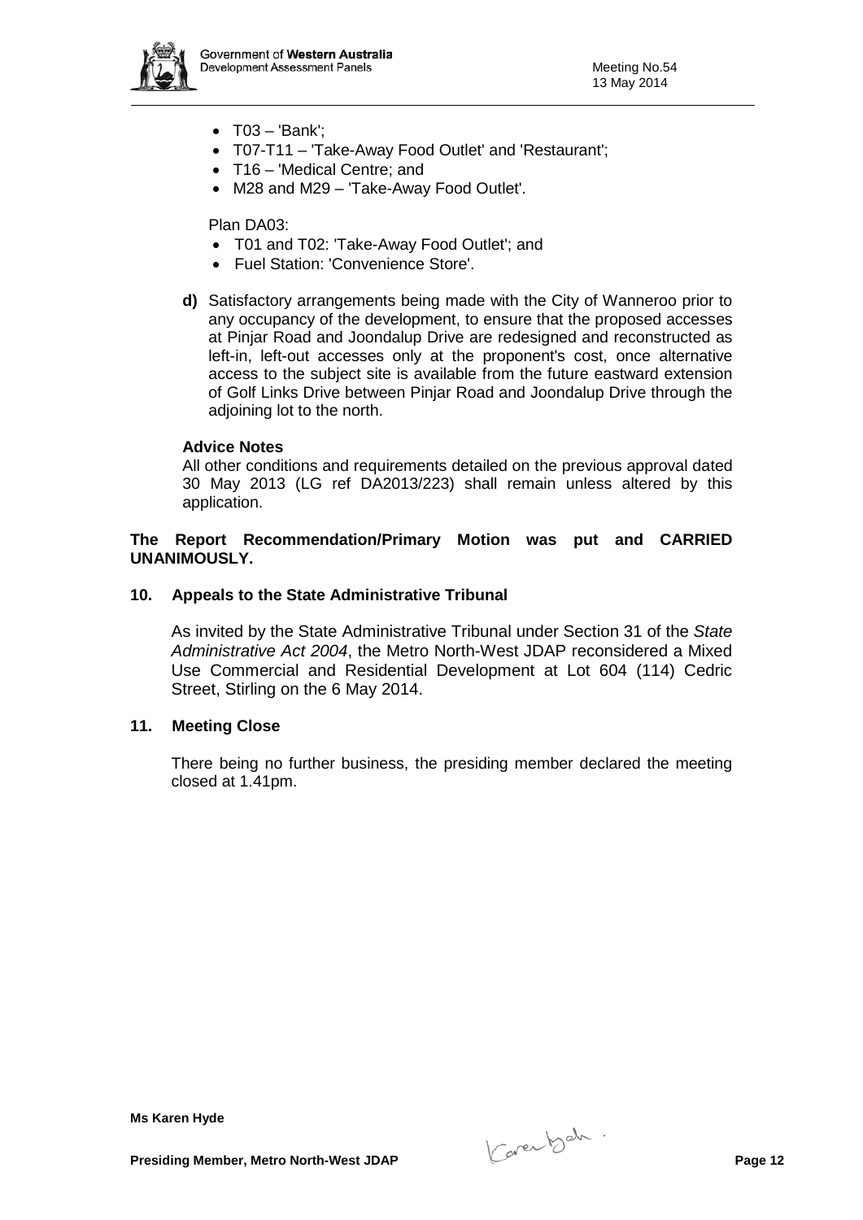- T03 – 'Bank';
- T07-T11 – 'Take-Away Food Outlet' and 'Restaurant';
- T16 – 'Medical Centre; and
- M28 and M29 – 'Take-Away Food Outlet'.

Plan DA03:

- T01 and T02: 'Take-Away Food Outlet'; and
- Fuel Station: 'Convenience Store'.

**d)** Satisfactory arrangements being made with the City of Wanneroo prior to any occupancy of the development, to ensure that the proposed accesses at Pinjar Road and Joondalup Drive are redesigned and reconstructed as left-in, left-out accesses only at the proponent's cost, once alternative access to the subject site is available from the future eastward extension of Golf Links Drive between Pinjar Road and Joondalup Drive through the adjoining lot to the north.

**Advice Notes**

All other conditions and requirements detailed on the previous approval dated 30 May 2013 (LG ref DA2013/223) shall remain unless altered by this application.

**The Report Recommendation/Primary Motion was put and CARRIED UNANIMOUSLY.**

## 10. Appeals to the State Administrative Tribunal

As invited by the State Administrative Tribunal under Section 31 of the *State Administrative Act 2004*, the Metro North-West JDAP reconsidered a Mixed Use Commercial and Residential Development at Lot 604 (114) Cedric Street, Stirling on the 6 May 2014.

## 11. Meeting Close

There being no further business, the presiding member declared the meeting closed at 1.41pm.

**Ms Karen Hyde**

**Presiding Member, Metro North-West JDAP**